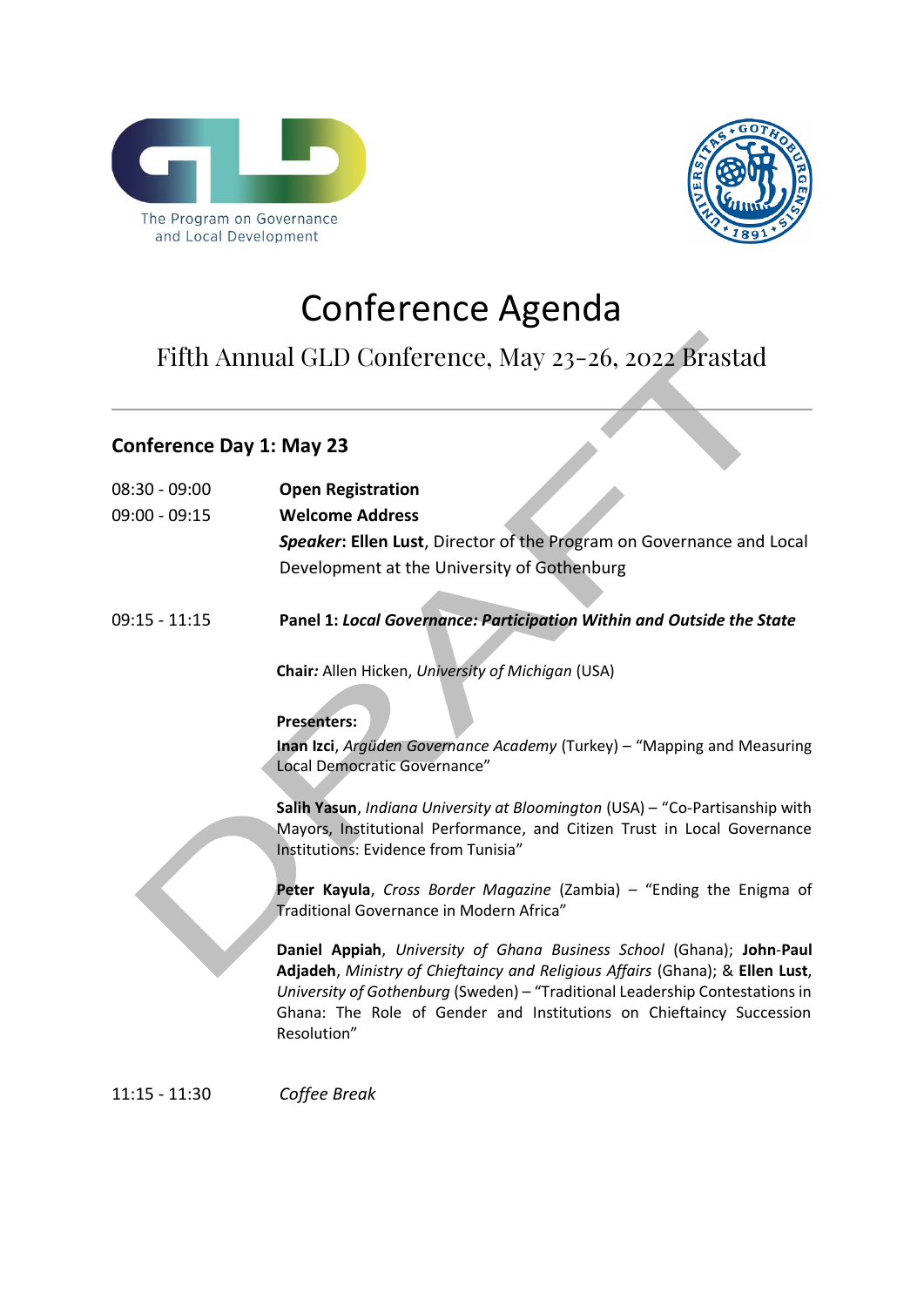The Program on Governance and Local Development

# Conference Agenda

## Fifth Annual GLD Conference, May 23-26, 2022 Brastad

### Conference Day 1: May 23

08:30 - 09:00 **Open Registration**

09:00 - 09:15 **Welcome Address**

***Speaker*: Ellen Lust**, Director of the Program on Governance and Local Development at the University of Gothenburg

09:15 - 11:15 **Panel 1: *Local Governance: Participation Within and Outside the State***

**Chair*:*** Allen Hicken, *University of Michigan* (USA)

**Presenters:**

**Inan Izci**, *Argüden Governance Academy* (Turkey) – "Mapping and Measuring Local Democratic Governance"

**Salih Yasun**, *Indiana University at Bloomington* (USA) – "Co-Partisanship with Mayors, Institutional Performance, and Citizen Trust in Local Governance Institutions: Evidence from Tunisia"

**Peter Kayula**, *Cross Border Magazine* (Zambia) – "Ending the Enigma of Traditional Governance in Modern Africa"

**Daniel Appiah**, *University of Ghana Business School* (Ghana); **John-Paul Adjadeh**, *Ministry of Chieftaincy and Religious Affairs* (Ghana); & **Ellen Lust**, *University of Gothenburg* (Sweden) – "Traditional Leadership Contestations in Ghana: The Role of Gender and Institutions on Chieftaincy Succession Resolution"

11:15 - 11:30 *Coffee Break*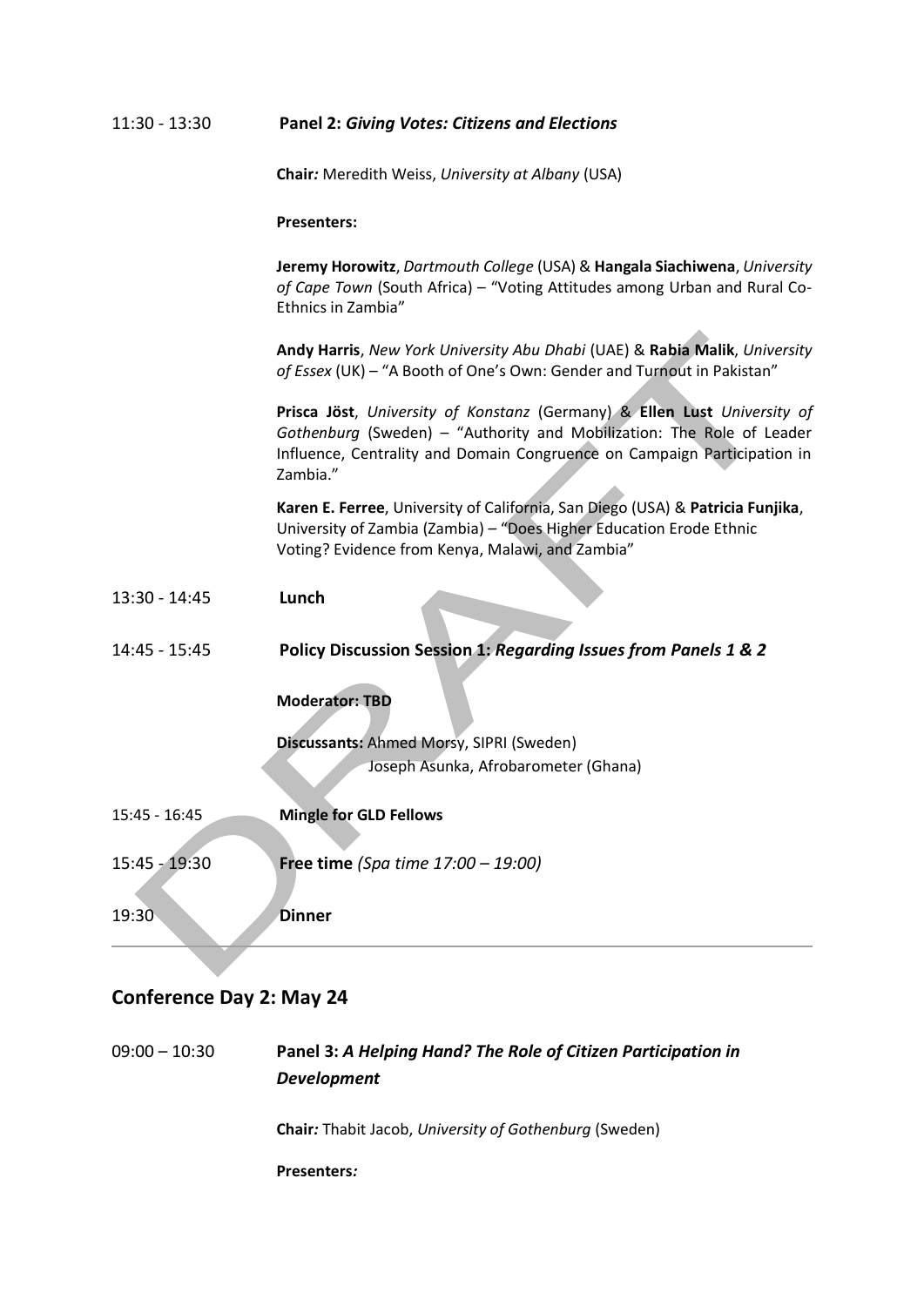11:30 - 13:30 **Panel 2:** ***Giving Votes: Citizens and Elections***

**Chair***:* Meredith Weiss, *University at Albany* (USA)

**Presenters:**

**Jeremy Horowitz**, *Dartmouth College* (USA) & **Hangala Siachiwena**, *University of Cape Town* (South Africa) – "Voting Attitudes among Urban and Rural Co-Ethnics in Zambia"

**Andy Harris**, *New York University Abu Dhabi* (UAE) & **Rabia Malik**, *University of Essex* (UK) – "A Booth of One's Own: Gender and Turnout in Pakistan"

**Prisca Jöst**, *University of Konstanz* (Germany) & **Ellen Lust** *University of Gothenburg* (Sweden) – "Authority and Mobilization: The Role of Leader Influence, Centrality and Domain Congruence on Campaign Participation in Zambia."

**Karen E. Ferree**, University of California, San Diego (USA) & **Patricia Funjika**, University of Zambia (Zambia) – "Does Higher Education Erode Ethnic Voting? Evidence from Kenya, Malawi, and Zambia"

13:30 - 14:45 **Lunch**

14:45 - 15:45 **Policy Discussion Session 1:** ***Regarding Issues from Panels 1 & 2***

**Moderator: TBD**

**Discussants:** Ahmed Morsy, SIPRI (Sweden)
Joseph Asunka, Afrobarometer (Ghana)

15:45 - 16:45 **Mingle for GLD Fellows**

15:45 - 19:30 **Free time** *(Spa time 17:00 – 19:00)*

19:30 **Dinner**

---

## Conference Day 2: May 24

09:00 – 10:30 **Panel 3:** ***A Helping Hand? The Role of Citizen Participation in Development***

**Chair***:* Thabit Jacob, *University of Gothenburg* (Sweden)

**Presenters***:*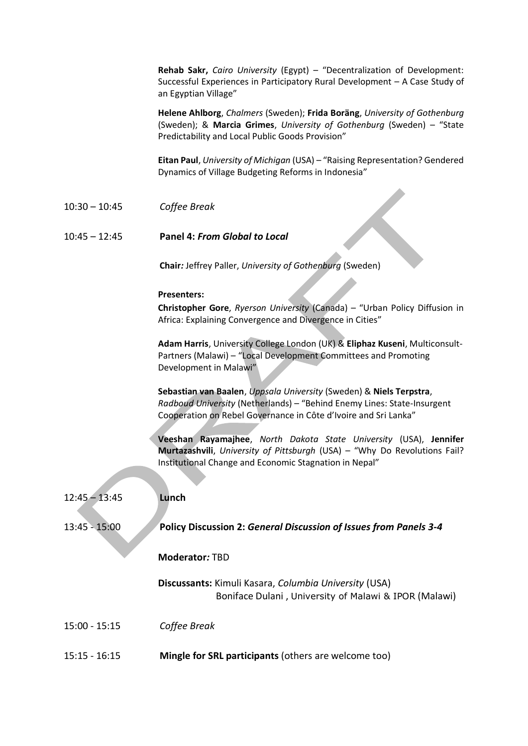**Rehab Sakr,** *Cairo University* (Egypt) – "Decentralization of Development: Successful Experiences in Participatory Rural Development – A Case Study of an Egyptian Village"

**Helene Ahlborg**, *Chalmers* (Sweden); **Frida Boräng**, *University of Gothenburg* (Sweden); & **Marcia Grimes**, *University of Gothenburg* (Sweden) – "State Predictability and Local Public Goods Provision"

**Eitan Paul**, *University of Michigan* (USA) – "Raising Representation? Gendered Dynamics of Village Budgeting Reforms in Indonesia"

10:30 – 10:45 *Coffee Break*

10:45 – 12:45 **Panel 4: *From Global to Local***

**Chair***:* Jeffrey Paller, *University of Gothenburg* (Sweden)

**Presenters:**

**Christopher Gore**, *Ryerson University* (Canada) – "Urban Policy Diffusion in Africa: Explaining Convergence and Divergence in Cities"

**Adam Harris**, University College London (UK) & **Eliphaz Kuseni**, Multiconsult-Partners (Malawi) – "Local Development Committees and Promoting Development in Malawi"

**Sebastian van Baalen**, *Uppsala University* (Sweden) & **Niels Terpstra**, *Radboud University* (Netherlands) – "Behind Enemy Lines: State-Insurgent Cooperation on Rebel Governance in Côte d'Ivoire and Sri Lanka"

**Veeshan Rayamajhee**, *North Dakota State University* (USA), **Jennifer Murtazashvili**, *University of Pittsburgh* (USA) – "Why Do Revolutions Fail? Institutional Change and Economic Stagnation in Nepal"

12:45 – 13:45 **Lunch**

13:45 - 15:00 **Policy Discussion 2: *General Discussion of Issues from Panels 3-4***

**Moderator***:* TBD

**Discussants:** Kimuli Kasara, *Columbia University* (USA)
Boniface Dulani , University of Malawi & IPOR (Malawi)

15:00 - 15:15 *Coffee Break*

15:15 - 16:15 **Mingle for SRL participants** (others are welcome too)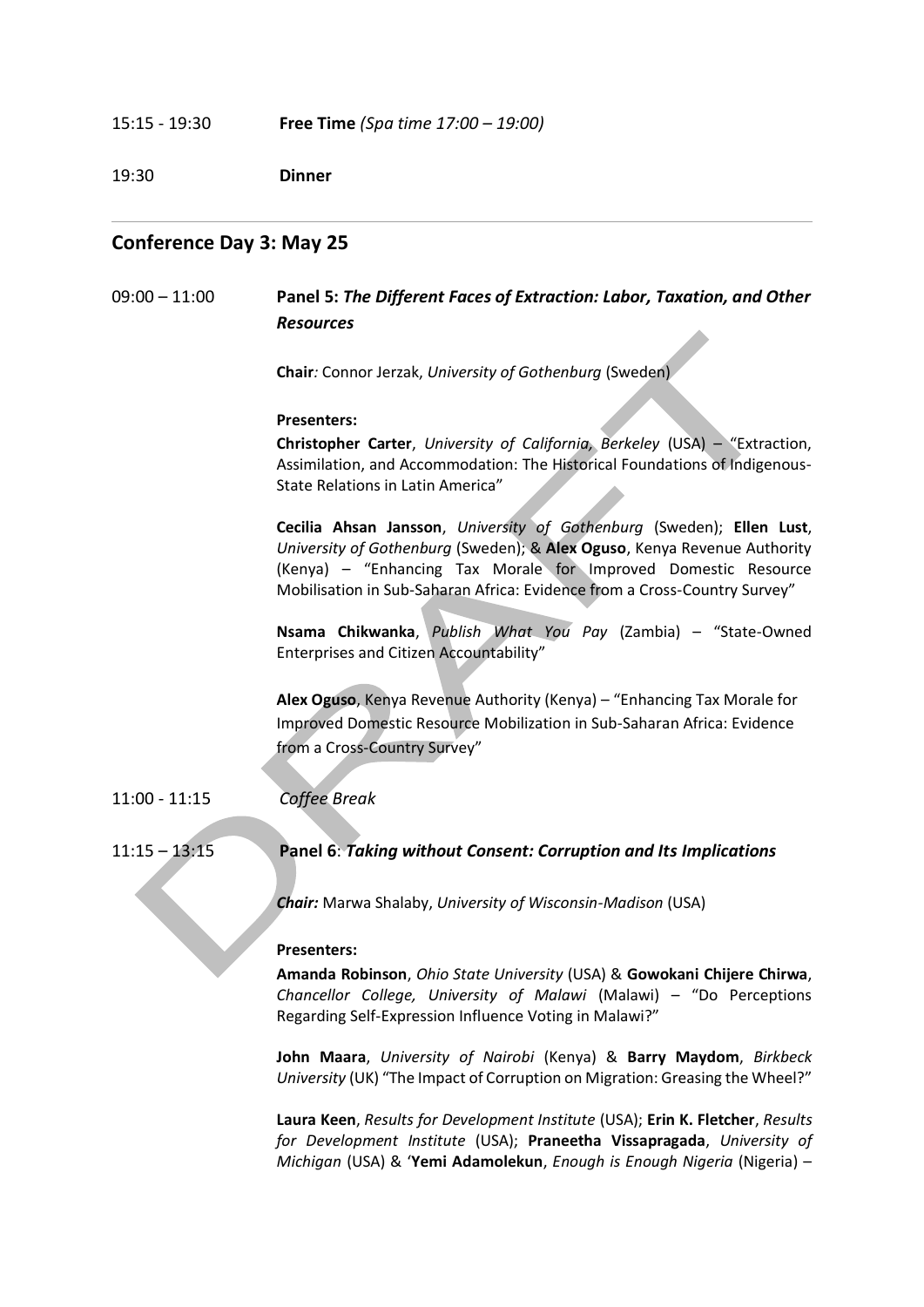15:15 - 19:30 **Free Time** *(Spa time 17:00 – 19:00)*

19:30 **Dinner**

---

## Conference Day 3: May 25

09:00 – 11:00 **Panel 5: *The Different Faces of Extraction: Labor, Taxation, and Other Resources***

**Chair***:* Connor Jerzak, *University of Gothenburg* (Sweden)

**Presenters:**

**Christopher Carter**, *University of California, Berkeley* (USA) – "Extraction, Assimilation, and Accommodation: The Historical Foundations of Indigenous-State Relations in Latin America"

**Cecilia Ahsan Jansson**, *University of Gothenburg* (Sweden); **Ellen Lust**, *University of Gothenburg* (Sweden); & **Alex Oguso**, Kenya Revenue Authority (Kenya) – "Enhancing Tax Morale for Improved Domestic Resource Mobilisation in Sub-Saharan Africa: Evidence from a Cross-Country Survey"

**Nsama Chikwanka**, *Publish What You Pay* (Zambia) – "State-Owned Enterprises and Citizen Accountability"

**Alex Oguso**, Kenya Revenue Authority (Kenya) – "Enhancing Tax Morale for Improved Domestic Resource Mobilization in Sub-Saharan Africa: Evidence from a Cross-Country Survey"

11:00 - 11:15 *Coffee Break*

11:15 – 13:15 **Panel 6**: ***Taking without Consent: Corruption and Its Implications***

***Chair:*** Marwa Shalaby, *University of Wisconsin-Madison* (USA)

**Presenters:**

**Amanda Robinson**, *Ohio State University* (USA) & **Gowokani Chijere Chirwa**, *Chancellor College, University of Malawi* (Malawi) – "Do Perceptions Regarding Self-Expression Influence Voting in Malawi?"

**John Maara**, *University of Nairobi* (Kenya) & **Barry Maydom**, *Birkbeck University* (UK) "The Impact of Corruption on Migration: Greasing the Wheel?"

**Laura Keen**, *Results for Development Institute* (USA); **Erin K. Fletcher**, *Results for Development Institute* (USA); **Praneetha Vissapragada**, *University of Michigan* (USA) & '**Yemi Adamolekun**, *Enough is Enough Nigeria* (Nigeria) –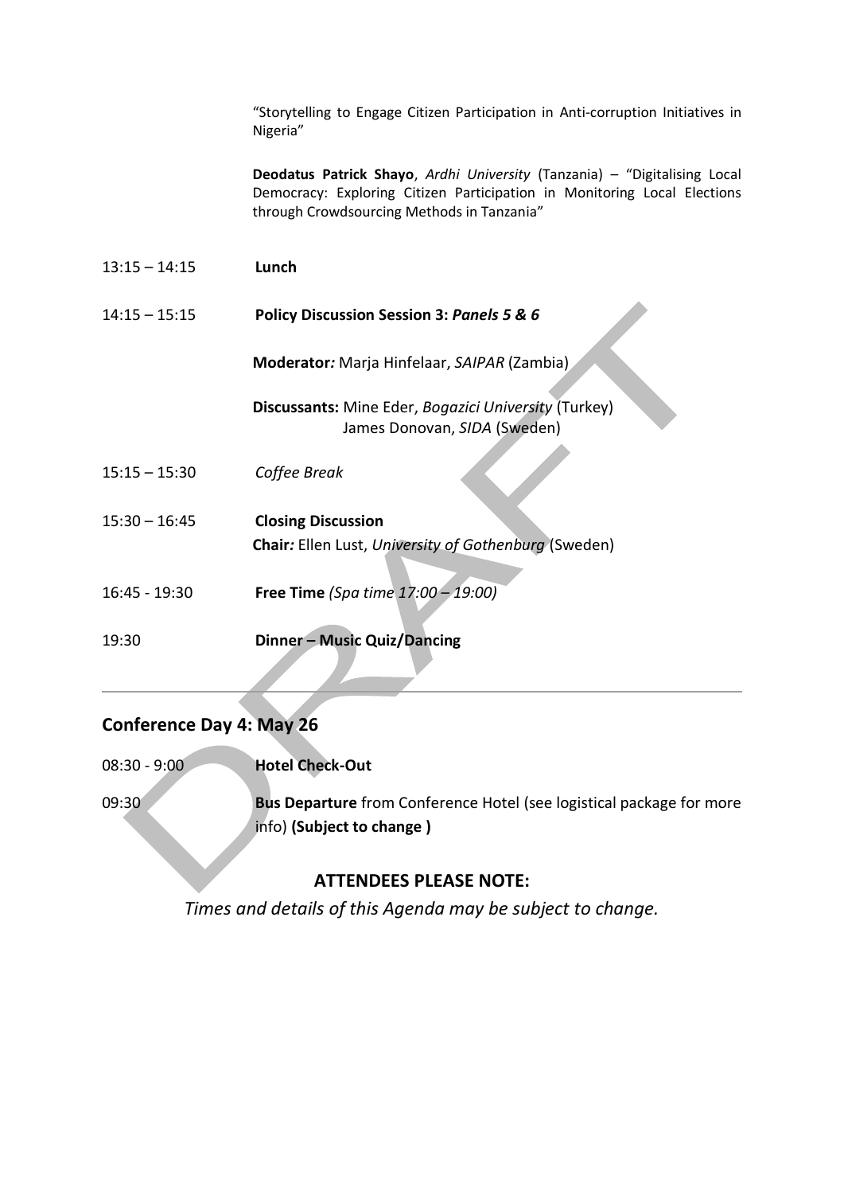"Storytelling to Engage Citizen Participation in Anti-corruption Initiatives in Nigeria"

**Deodatus Patrick Shayo**, *Ardhi University* (Tanzania) – "Digitalising Local Democracy: Exploring Citizen Participation in Monitoring Local Elections through Crowdsourcing Methods in Tanzania"

13:15 – 14:15 **Lunch**

14:15 – 15:15 **Policy Discussion Session 3: *Panels 5 & 6***

**Moderator*:*** Marja Hinfelaar, *SAIPAR* (Zambia)

**Discussants:** Mine Eder, *Bogazici University* (Turkey)
James Donovan, *SIDA* (Sweden)

15:15 – 15:30 *Coffee Break*

15:30 – 16:45 **Closing Discussion**
**Chair*:*** Ellen Lust, *University of Gothenburg* (Sweden)

16:45 - 19:30 **Free Time** *(Spa time 17:00 – 19:00)*

19:30 **Dinner – Music Quiz/Dancing**

---

## Conference Day 4: May 26

08:30 - 9:00 **Hotel Check-Out**

09:30 **Bus Departure** from Conference Hotel (see logistical package for more info) **(Subject to change )**

### ATTENDEES PLEASE NOTE:

*Times and details of this Agenda may be subject to change.*

DRAFT